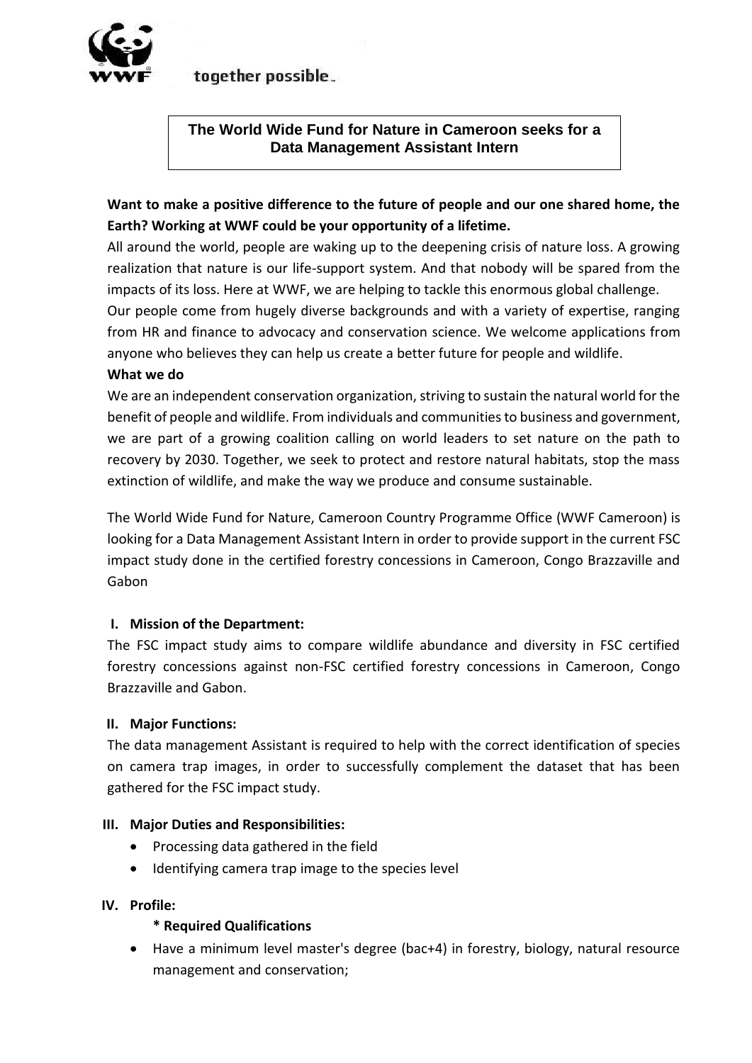together possible.

**The World Wide Fund for Nature in Cameroon seeks for a Data Management Assistant Intern**

**Want to make a positive difference to the future of people and our one shared home, the Earth? Working at WWF could be your opportunity of a lifetime.**

All around the world, people are waking up to the deepening crisis of nature loss. A growing realization that nature is our life-support system. And that nobody will be spared from the impacts of its loss. Here at WWF, we are helping to tackle this enormous global challenge.

Our people come from hugely diverse backgrounds and with a variety of expertise, ranging from HR and finance to advocacy and conservation science. We welcome applications from anyone who believes they can help us create a better future for people and wildlife.

**What we do**

We are an independent conservation organization, striving to sustain the natural world for the benefit of people and wildlife. From individuals and communities to business and government, we are part of a growing coalition calling on world leaders to set nature on the path to recovery by 2030. Together, we seek to protect and restore natural habitats, stop the mass extinction of wildlife, and make the way we produce and consume sustainable.

The World Wide Fund for Nature, Cameroon Country Programme Office (WWF Cameroon) is looking for a Data Management Assistant Intern in order to provide support in the current FSC impact study done in the certified forestry concessions in Cameroon, Congo Brazzaville and Gabon

## I. Mission of the Department:

The FSC impact study aims to compare wildlife abundance and diversity in FSC certified forestry concessions against non-FSC certified forestry concessions in Cameroon, Congo Brazzaville and Gabon.

## II. Major Functions:

The data management Assistant is required to help with the correct identification of species on camera trap images, in order to successfully complement the dataset that has been gathered for the FSC impact study.

## III. Major Duties and Responsibilities:

- Processing data gathered in the field
- Identifying camera trap image to the species level

## IV. Profile:

**\* Required Qualifications**

- Have a minimum level master's degree (bac+4) in forestry, biology, natural resource management and conservation;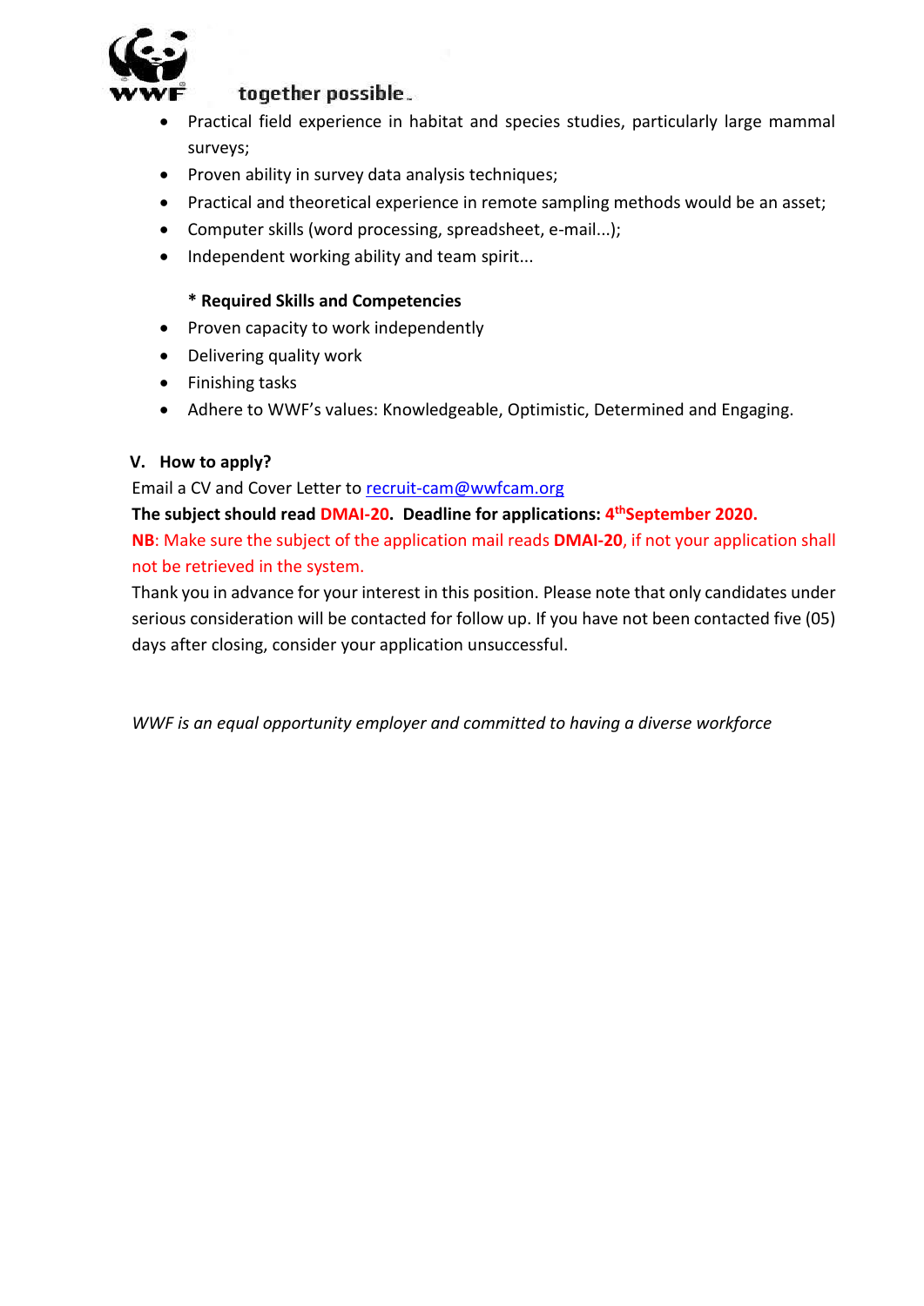- Practical field experience in habitat and species studies, particularly large mammal surveys;
- Proven ability in survey data analysis techniques;
- Practical and theoretical experience in remote sampling methods would be an asset;
- Computer skills (word processing, spreadsheet, e-mail...);
- Independent working ability and team spirit...

**\* Required Skills and Competencies**

- Proven capacity to work independently
- Delivering quality work
- Finishing tasks
- Adhere to WWF's values: Knowledgeable, Optimistic, Determined and Engaging.

## V. How to apply?

Email a CV and Cover Letter to recruit-cam@wwfcam.org

**The subject should read DMAI-20. Deadline for applications: 4th September 2020.**

**NB**: Make sure the subject of the application mail reads **DMAI-20**, if not your application shall not be retrieved in the system.

Thank you in advance for your interest in this position. Please note that only candidates under serious consideration will be contacted for follow up. If you have not been contacted five (05) days after closing, consider your application unsuccessful.

*WWF is an equal opportunity employer and committed to having a diverse workforce*